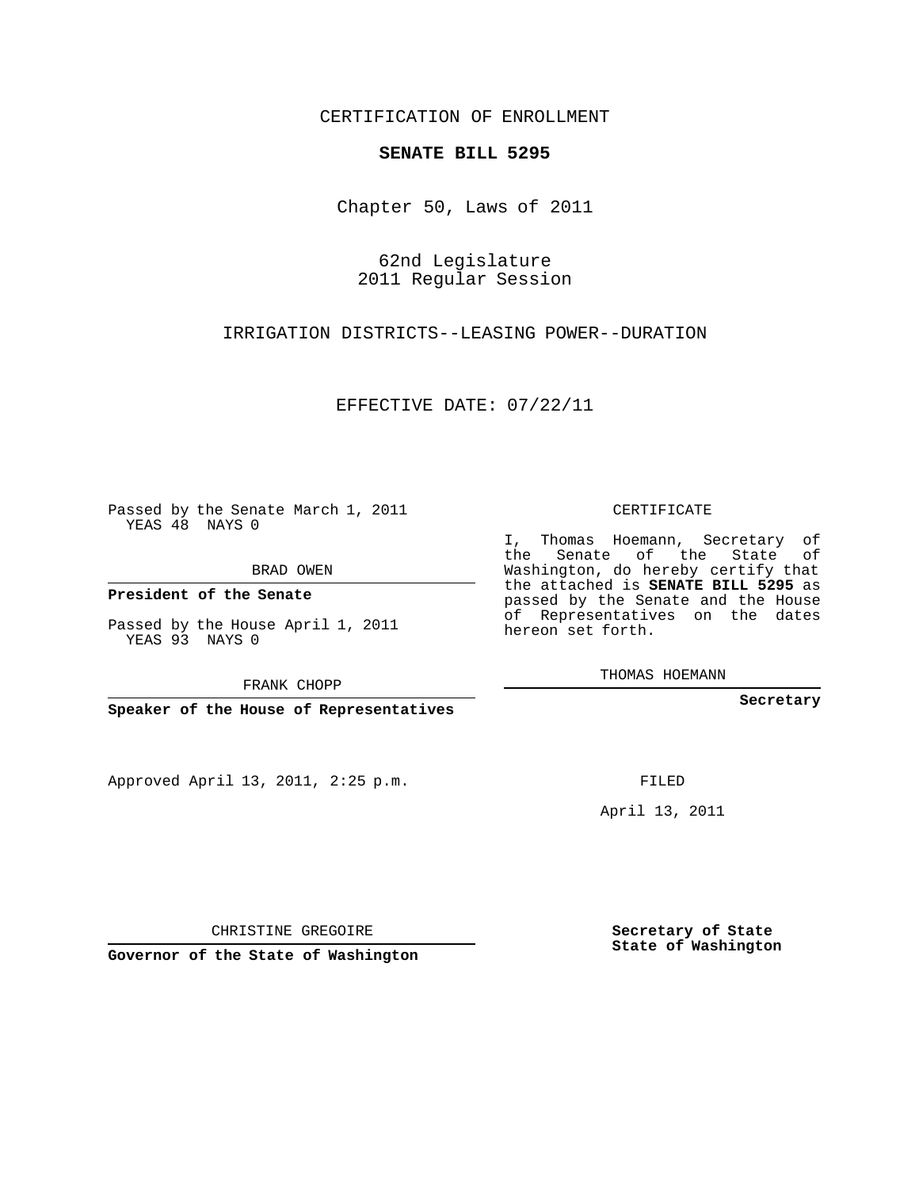CERTIFICATION OF ENROLLMENT

**SENATE BILL 5295**

Chapter 50, Laws of 2011

62nd Legislature
2011 Regular Session

IRRIGATION DISTRICTS--LEASING POWER--DURATION

EFFECTIVE DATE: 07/22/11

Passed by the Senate March 1, 2011
YEAS 48 NAYS 0

BRAD OWEN

**President of the Senate**

Passed by the House April 1, 2011
YEAS 93 NAYS 0

FRANK CHOPP

**Speaker of the House of Representatives**

CERTIFICATE

I, Thomas Hoemann, Secretary of the Senate of the State of Washington, do hereby certify that the attached is **SENATE BILL 5295** as passed by the Senate and the House of Representatives on the dates hereon set forth.

THOMAS HOEMANN

**Secretary**

Approved April 13, 2011, 2:25 p.m.

FILED

April 13, 2011

CHRISTINE GREGOIRE

**Governor of the State of Washington**

**Secretary of State**
**State of Washington**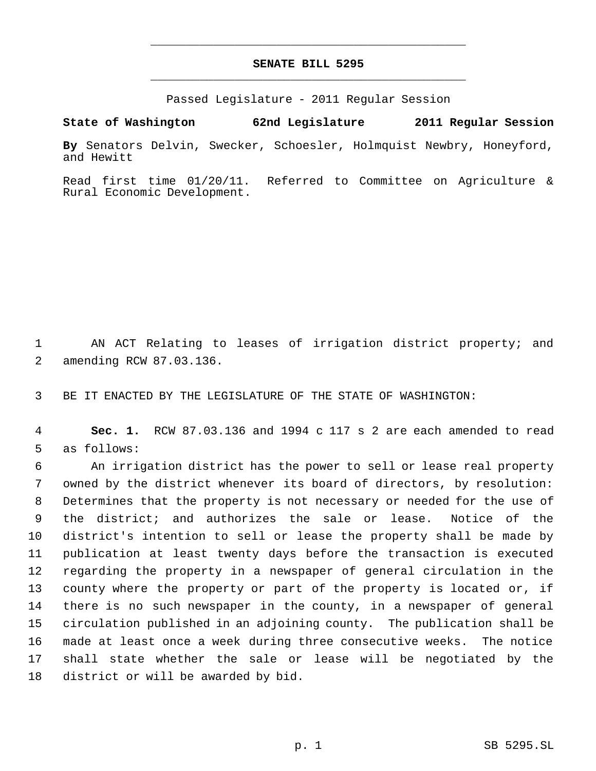# SENATE BILL 5295

Passed Legislature - 2011 Regular Session

**State of Washington 62nd Legislature 2011 Regular Session**

**By** Senators Delvin, Swecker, Schoesler, Holmquist Newbry, Honeyford, and Hewitt

Read first time 01/20/11. Referred to Committee on Agriculture & Rural Economic Development.

AN ACT Relating to leases of irrigation district property; and amending RCW 87.03.136.

BE IT ENACTED BY THE LEGISLATURE OF THE STATE OF WASHINGTON:

**Sec. 1.** RCW 87.03.136 and 1994 c 117 s 2 are each amended to read as follows:

An irrigation district has the power to sell or lease real property owned by the district whenever its board of directors, by resolution: Determines that the property is not necessary or needed for the use of the district; and authorizes the sale or lease. Notice of the district's intention to sell or lease the property shall be made by publication at least twenty days before the transaction is executed regarding the property in a newspaper of general circulation in the county where the property or part of the property is located or, if there is no such newspaper in the county, in a newspaper of general circulation published in an adjoining county. The publication shall be made at least once a week during three consecutive weeks. The notice shall state whether the sale or lease will be negotiated by the district or will be awarded by bid.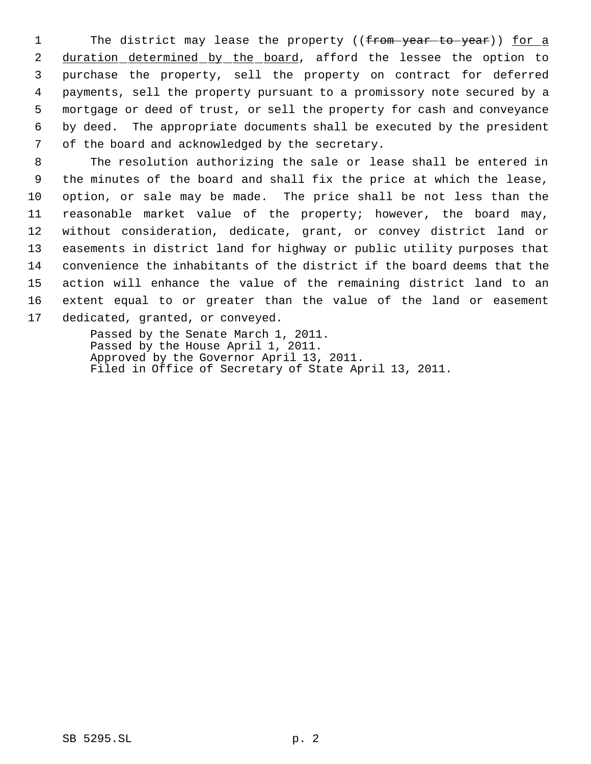The district may lease the property ((~~from year to year~~)) <u>for a duration determined by the board</u>, afford the lessee the option to purchase the property, sell the property on contract for deferred payments, sell the property pursuant to a promissory note secured by a mortgage or deed of trust, or sell the property for cash and conveyance by deed. The appropriate documents shall be executed by the president of the board and acknowledged by the secretary.

The resolution authorizing the sale or lease shall be entered in the minutes of the board and shall fix the price at which the lease, option, or sale may be made. The price shall be not less than the reasonable market value of the property; however, the board may, without consideration, dedicate, grant, or convey district land or easements in district land for highway or public utility purposes that convenience the inhabitants of the district if the board deems that the action will enhance the value of the remaining district land to an extent equal to or greater than the value of the land or easement dedicated, granted, or conveyed.

Passed by the Senate March 1, 2011.
Passed by the House April 1, 2011.
Approved by the Governor April 13, 2011.
Filed in Office of Secretary of State April 13, 2011.